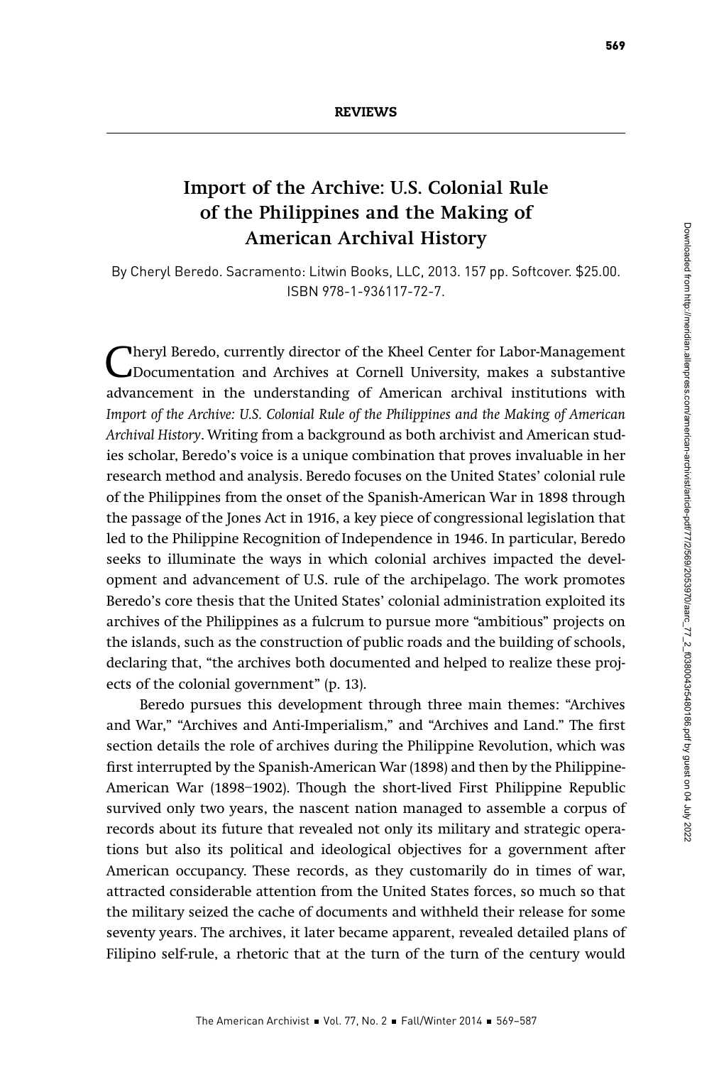**REVIEWS**

## Import of the Archive: U.S. Colonial Rule of the Philippines and the Making of American Archival History

By Cheryl Beredo. Sacramento: Litwin Books, LLC, 2013. 157 pp. Softcover. $25.00. ISBN 978-1-936117-72-7.

Cheryl Beredo, currently director of the Kheel Center for Labor-Management Documentation and Archives at Cornell University, makes a substantive advancement in the understanding of American archival institutions with *Import of the Archive: U.S. Colonial Rule of the Philippines and the Making of American Archival History*. Writing from a background as both archivist and American studies scholar, Beredo's voice is a unique combination that proves invaluable in her research method and analysis. Beredo focuses on the United States' colonial rule of the Philippines from the onset of the Spanish-American War in 1898 through the passage of the Jones Act in 1916, a key piece of congressional legislation that led to the Philippine Recognition of Independence in 1946. In particular, Beredo seeks to illuminate the ways in which colonial archives impacted the development and advancement of U.S. rule of the archipelago. The work promotes Beredo's core thesis that the United States' colonial administration exploited its archives of the Philippines as a fulcrum to pursue more "ambitious" projects on the islands, such as the construction of public roads and the building of schools, declaring that, "the archives both documented and helped to realize these projects of the colonial government" (p. 13).

Beredo pursues this development through three main themes: "Archives and War," "Archives and Anti-Imperialism," and "Archives and Land." The first section details the role of archives during the Philippine Revolution, which was first interrupted by the Spanish-American War (1898) and then by the Philippine-American War (1898–1902). Though the short-lived First Philippine Republic survived only two years, the nascent nation managed to assemble a corpus of records about its future that revealed not only its military and strategic operations but also its political and ideological objectives for a government after American occupancy. These records, as they customarily do in times of war, attracted considerable attention from the United States forces, so much so that the military seized the cache of documents and withheld their release for some seventy years. The archives, it later became apparent, revealed detailed plans of Filipino self-rule, a rhetoric that at the turn of the turn of the century would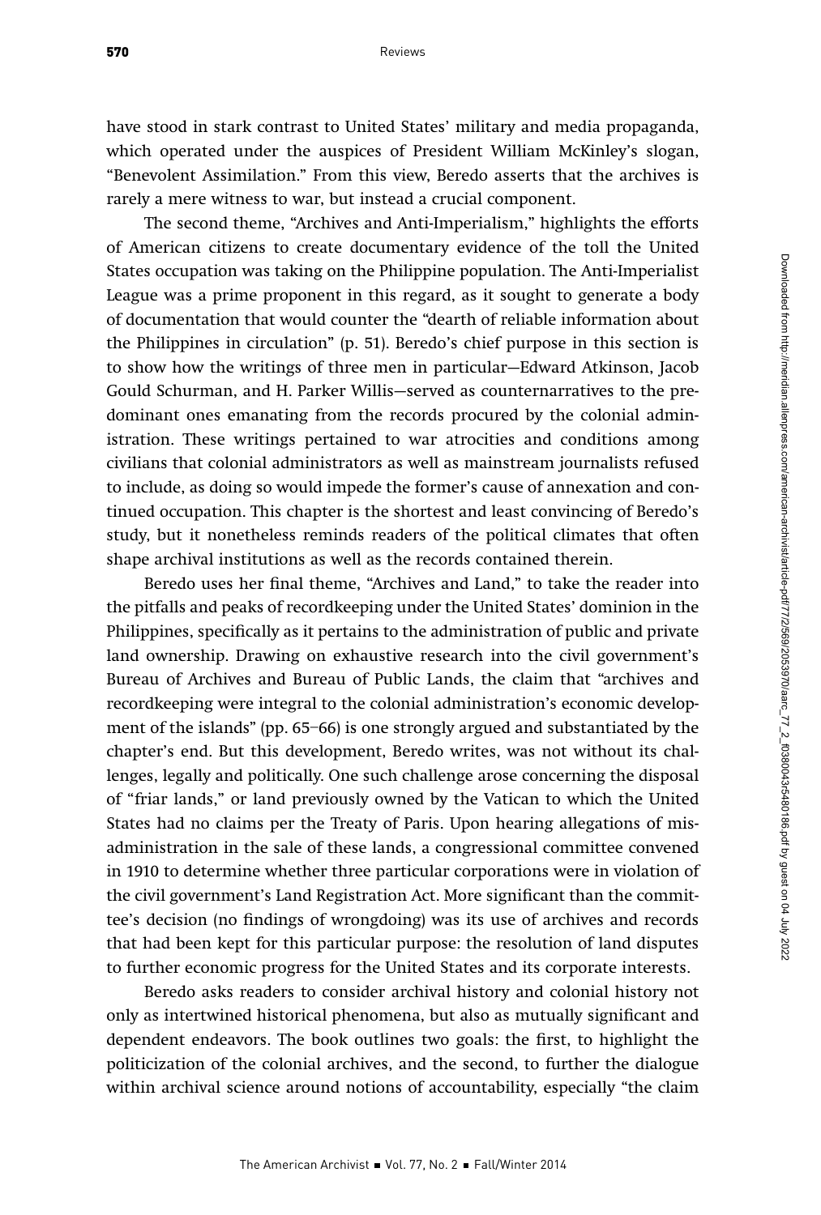have stood in stark contrast to United States' military and media propaganda, which operated under the auspices of President William McKinley's slogan, "Benevolent Assimilation." From this view, Beredo asserts that the archives is rarely a mere witness to war, but instead a crucial component.

The second theme, "Archives and Anti-Imperialism," highlights the efforts of American citizens to create documentary evidence of the toll the United States occupation was taking on the Philippine population. The Anti-Imperialist League was a prime proponent in this regard, as it sought to generate a body of documentation that would counter the "dearth of reliable information about the Philippines in circulation" (p. 51). Beredo's chief purpose in this section is to show how the writings of three men in particular—Edward Atkinson, Jacob Gould Schurman, and H. Parker Willis—served as counternarratives to the predominant ones emanating from the records procured by the colonial administration. These writings pertained to war atrocities and conditions among civilians that colonial administrators as well as mainstream journalists refused to include, as doing so would impede the former's cause of annexation and continued occupation. This chapter is the shortest and least convincing of Beredo's study, but it nonetheless reminds readers of the political climates that often shape archival institutions as well as the records contained therein.

Beredo uses her final theme, "Archives and Land," to take the reader into the pitfalls and peaks of recordkeeping under the United States' dominion in the Philippines, specifically as it pertains to the administration of public and private land ownership. Drawing on exhaustive research into the civil government's Bureau of Archives and Bureau of Public Lands, the claim that "archives and recordkeeping were integral to the colonial administration's economic development of the islands" (pp. 65–66) is one strongly argued and substantiated by the chapter's end. But this development, Beredo writes, was not without its challenges, legally and politically. One such challenge arose concerning the disposal of "friar lands," or land previously owned by the Vatican to which the United States had no claims per the Treaty of Paris. Upon hearing allegations of misadministration in the sale of these lands, a congressional committee convened in 1910 to determine whether three particular corporations were in violation of the civil government's Land Registration Act. More significant than the committee's decision (no findings of wrongdoing) was its use of archives and records that had been kept for this particular purpose: the resolution of land disputes to further economic progress for the United States and its corporate interests.

Beredo asks readers to consider archival history and colonial history not only as intertwined historical phenomena, but also as mutually significant and dependent endeavors. The book outlines two goals: the first, to highlight the politicization of the colonial archives, and the second, to further the dialogue within archival science around notions of accountability, especially "the claim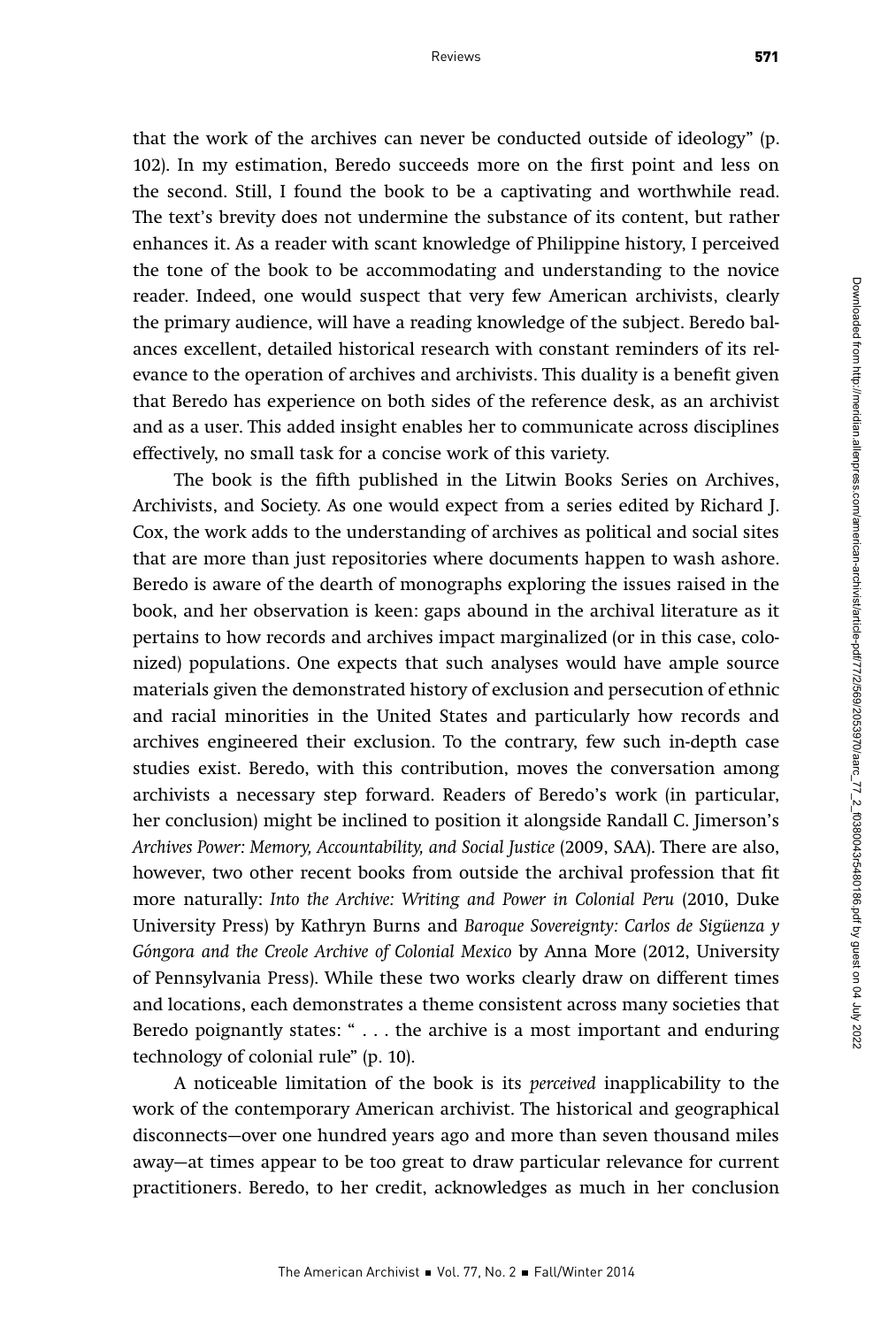that the work of the archives can never be conducted outside of ideology" (p. 102). In my estimation, Beredo succeeds more on the first point and less on the second. Still, I found the book to be a captivating and worthwhile read. The text's brevity does not undermine the substance of its content, but rather enhances it. As a reader with scant knowledge of Philippine history, I perceived the tone of the book to be accommodating and understanding to the novice reader. Indeed, one would suspect that very few American archivists, clearly the primary audience, will have a reading knowledge of the subject. Beredo balances excellent, detailed historical research with constant reminders of its relevance to the operation of archives and archivists. This duality is a benefit given that Beredo has experience on both sides of the reference desk, as an archivist and as a user. This added insight enables her to communicate across disciplines effectively, no small task for a concise work of this variety.

The book is the fifth published in the Litwin Books Series on Archives, Archivists, and Society. As one would expect from a series edited by Richard J. Cox, the work adds to the understanding of archives as political and social sites that are more than just repositories where documents happen to wash ashore. Beredo is aware of the dearth of monographs exploring the issues raised in the book, and her observation is keen: gaps abound in the archival literature as it pertains to how records and archives impact marginalized (or in this case, colonized) populations. One expects that such analyses would have ample source materials given the demonstrated history of exclusion and persecution of ethnic and racial minorities in the United States and particularly how records and archives engineered their exclusion. To the contrary, few such in-depth case studies exist. Beredo, with this contribution, moves the conversation among archivists a necessary step forward. Readers of Beredo's work (in particular, her conclusion) might be inclined to position it alongside Randall C. Jimerson's *Archives Power: Memory, Accountability, and Social Justice* (2009, SAA). There are also, however, two other recent books from outside the archival profession that fit more naturally: *Into the Archive: Writing and Power in Colonial Peru* (2010, Duke University Press) by Kathryn Burns and *Baroque Sovereignty: Carlos de Sigüenza y Góngora and the Creole Archive of Colonial Mexico* by Anna More (2012, University of Pennsylvania Press). While these two works clearly draw on different times and locations, each demonstrates a theme consistent across many societies that Beredo poignantly states: " . . . the archive is a most important and enduring technology of colonial rule" (p. 10).

A noticeable limitation of the book is its *perceived* inapplicability to the work of the contemporary American archivist. The historical and geographical disconnects—over one hundred years ago and more than seven thousand miles away—at times appear to be too great to draw particular relevance for current practitioners. Beredo, to her credit, acknowledges as much in her conclusion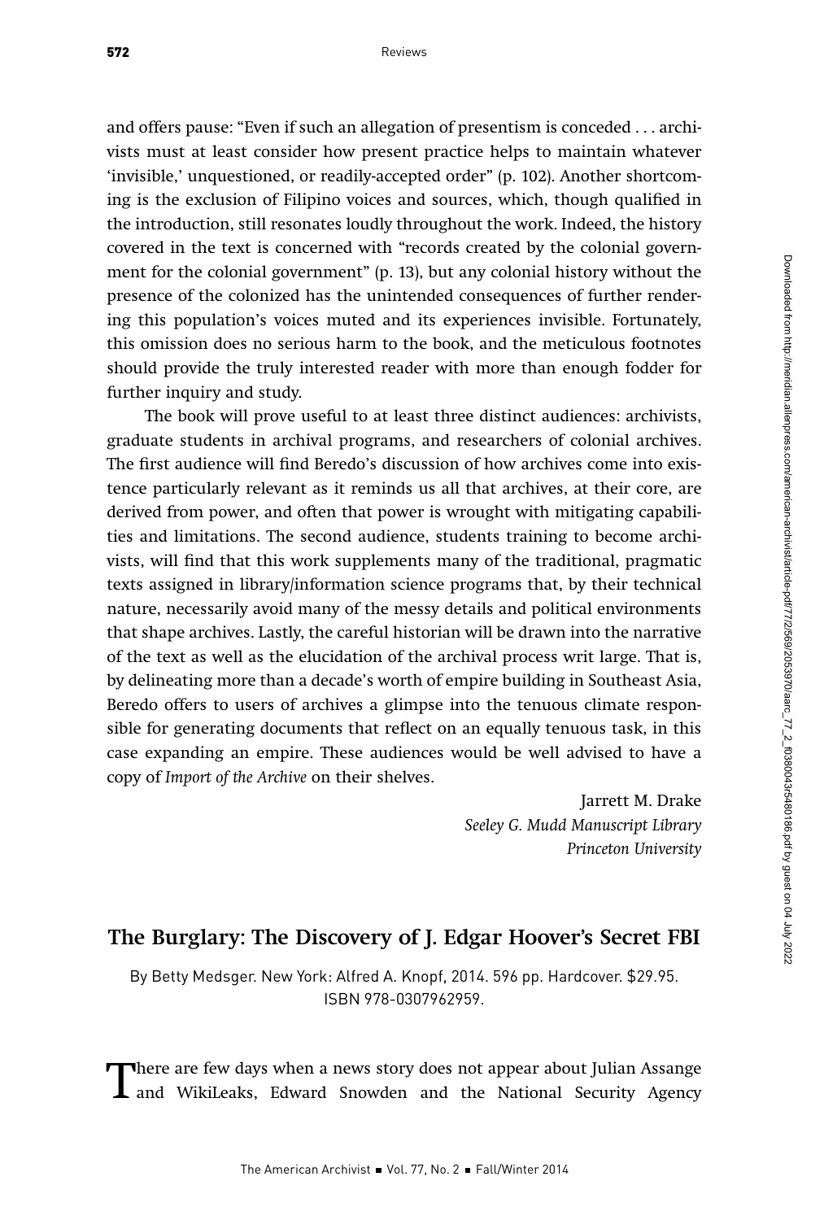and offers pause: "Even if such an allegation of presentism is conceded . . . archivists must at least consider how present practice helps to maintain whatever 'invisible,' unquestioned, or readily-accepted order" (p. 102). Another shortcoming is the exclusion of Filipino voices and sources, which, though qualified in the introduction, still resonates loudly throughout the work. Indeed, the history covered in the text is concerned with "records created by the colonial government for the colonial government" (p. 13), but any colonial history without the presence of the colonized has the unintended consequences of further rendering this population's voices muted and its experiences invisible. Fortunately, this omission does no serious harm to the book, and the meticulous footnotes should provide the truly interested reader with more than enough fodder for further inquiry and study.

The book will prove useful to at least three distinct audiences: archivists, graduate students in archival programs, and researchers of colonial archives. The first audience will find Beredo's discussion of how archives come into existence particularly relevant as it reminds us all that archives, at their core, are derived from power, and often that power is wrought with mitigating capabilities and limitations. The second audience, students training to become archivists, will find that this work supplements many of the traditional, pragmatic texts assigned in library/information science programs that, by their technical nature, necessarily avoid many of the messy details and political environments that shape archives. Lastly, the careful historian will be drawn into the narrative of the text as well as the elucidation of the archival process writ large. That is, by delineating more than a decade's worth of empire building in Southeast Asia, Beredo offers to users of archives a glimpse into the tenuous climate responsible for generating documents that reflect on an equally tenuous task, in this case expanding an empire. These audiences would be well advised to have a copy of *Import of the Archive* on their shelves.

Jarrett M. Drake
*Seeley G. Mudd Manuscript Library*
*Princeton University*

## The Burglary: The Discovery of J. Edgar Hoover's Secret FBI

By Betty Medsger. New York: Alfred A. Knopf, 2014. 596 pp. Hardcover. $29.95. ISBN 978-0307962959.

There are few days when a news story does not appear about Julian Assange and WikiLeaks, Edward Snowden and the National Security Agency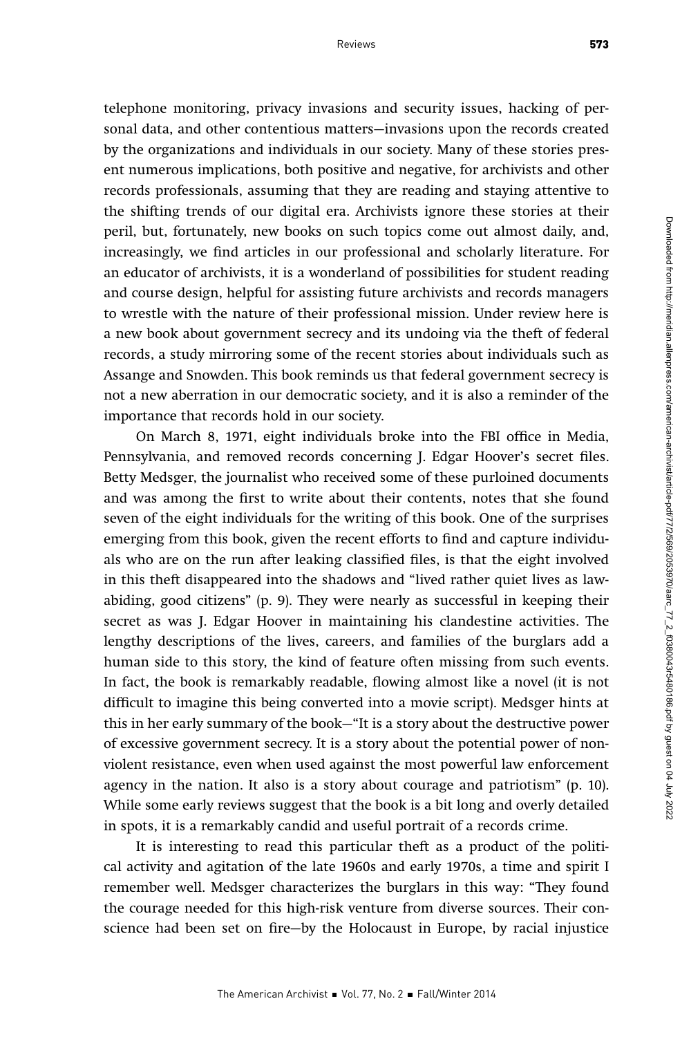telephone monitoring, privacy invasions and security issues, hacking of personal data, and other contentious matters—invasions upon the records created by the organizations and individuals in our society. Many of these stories present numerous implications, both positive and negative, for archivists and other records professionals, assuming that they are reading and staying attentive to the shifting trends of our digital era. Archivists ignore these stories at their peril, but, fortunately, new books on such topics come out almost daily, and, increasingly, we find articles in our professional and scholarly literature. For an educator of archivists, it is a wonderland of possibilities for student reading and course design, helpful for assisting future archivists and records managers to wrestle with the nature of their professional mission. Under review here is a new book about government secrecy and its undoing via the theft of federal records, a study mirroring some of the recent stories about individuals such as Assange and Snowden. This book reminds us that federal government secrecy is not a new aberration in our democratic society, and it is also a reminder of the importance that records hold in our society.

On March 8, 1971, eight individuals broke into the FBI office in Media, Pennsylvania, and removed records concerning J. Edgar Hoover's secret files. Betty Medsger, the journalist who received some of these purloined documents and was among the first to write about their contents, notes that she found seven of the eight individuals for the writing of this book. One of the surprises emerging from this book, given the recent efforts to find and capture individuals who are on the run after leaking classified files, is that the eight involved in this theft disappeared into the shadows and "lived rather quiet lives as law-abiding, good citizens" (p. 9). They were nearly as successful in keeping their secret as was J. Edgar Hoover in maintaining his clandestine activities. The lengthy descriptions of the lives, careers, and families of the burglars add a human side to this story, the kind of feature often missing from such events. In fact, the book is remarkably readable, flowing almost like a novel (it is not difficult to imagine this being converted into a movie script). Medsger hints at this in her early summary of the book—"It is a story about the destructive power of excessive government secrecy. It is a story about the potential power of nonviolent resistance, even when used against the most powerful law enforcement agency in the nation. It also is a story about courage and patriotism" (p. 10). While some early reviews suggest that the book is a bit long and overly detailed in spots, it is a remarkably candid and useful portrait of a records crime.

It is interesting to read this particular theft as a product of the political activity and agitation of the late 1960s and early 1970s, a time and spirit I remember well. Medsger characterizes the burglars in this way: "They found the courage needed for this high-risk venture from diverse sources. Their conscience had been set on fire—by the Holocaust in Europe, by racial injustice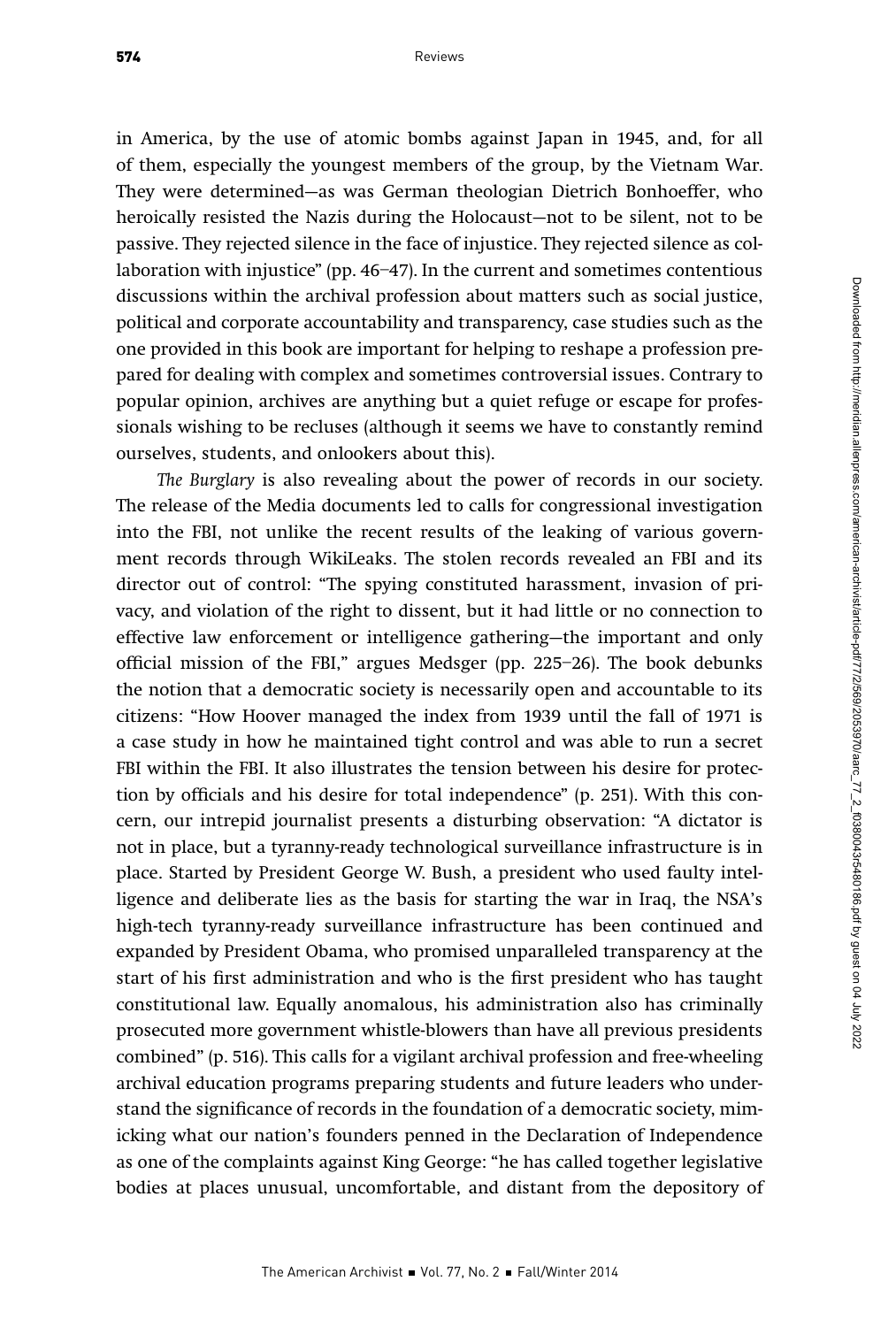in America, by the use of atomic bombs against Japan in 1945, and, for all of them, especially the youngest members of the group, by the Vietnam War. They were determined—as was German theologian Dietrich Bonhoeffer, who heroically resisted the Nazis during the Holocaust—not to be silent, not to be passive. They rejected silence in the face of injustice. They rejected silence as collaboration with injustice" (pp. 46–47). In the current and sometimes contentious discussions within the archival profession about matters such as social justice, political and corporate accountability and transparency, case studies such as the one provided in this book are important for helping to reshape a profession prepared for dealing with complex and sometimes controversial issues. Contrary to popular opinion, archives are anything but a quiet refuge or escape for professionals wishing to be recluses (although it seems we have to constantly remind ourselves, students, and onlookers about this).

*The Burglary* is also revealing about the power of records in our society. The release of the Media documents led to calls for congressional investigation into the FBI, not unlike the recent results of the leaking of various government records through WikiLeaks. The stolen records revealed an FBI and its director out of control: "The spying constituted harassment, invasion of privacy, and violation of the right to dissent, but it had little or no connection to effective law enforcement or intelligence gathering—the important and only official mission of the FBI," argues Medsger (pp. 225–26). The book debunks the notion that a democratic society is necessarily open and accountable to its citizens: "How Hoover managed the index from 1939 until the fall of 1971 is a case study in how he maintained tight control and was able to run a secret FBI within the FBI. It also illustrates the tension between his desire for protection by officials and his desire for total independence" (p. 251). With this concern, our intrepid journalist presents a disturbing observation: "A dictator is not in place, but a tyranny-ready technological surveillance infrastructure is in place. Started by President George W. Bush, a president who used faulty intelligence and deliberate lies as the basis for starting the war in Iraq, the NSA's high-tech tyranny-ready surveillance infrastructure has been continued and expanded by President Obama, who promised unparalleled transparency at the start of his first administration and who is the first president who has taught constitutional law. Equally anomalous, his administration also has criminally prosecuted more government whistle-blowers than have all previous presidents combined" (p. 516). This calls for a vigilant archival profession and free-wheeling archival education programs preparing students and future leaders who understand the significance of records in the foundation of a democratic society, mimicking what our nation's founders penned in the Declaration of Independence as one of the complaints against King George: "he has called together legislative bodies at places unusual, uncomfortable, and distant from the depository of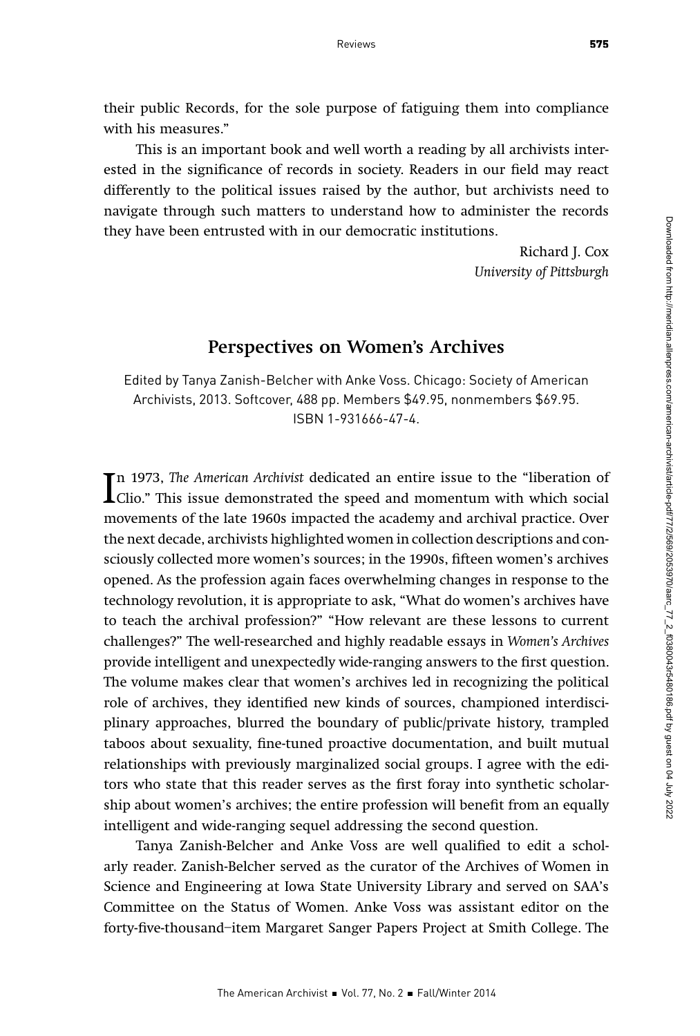their public Records, for the sole purpose of fatiguing them into compliance with his measures."

This is an important book and well worth a reading by all archivists interested in the significance of records in society. Readers in our field may react differently to the political issues raised by the author, but archivists need to navigate through such matters to understand how to administer the records they have been entrusted with in our democratic institutions.

Richard J. Cox
*University of Pittsburgh*

## Perspectives on Women's Archives

Edited by Tanya Zanish-Belcher with Anke Voss. Chicago: Society of American Archivists, 2013. Softcover, 488 pp. Members $49.95, nonmembers $69.95. ISBN 1-931666-47-4.

In 1973, *The American Archivist* dedicated an entire issue to the "liberation of Clio." This issue demonstrated the speed and momentum with which social movements of the late 1960s impacted the academy and archival practice. Over the next decade, archivists highlighted women in collection descriptions and consciously collected more women's sources; in the 1990s, fifteen women's archives opened. As the profession again faces overwhelming changes in response to the technology revolution, it is appropriate to ask, "What do women's archives have to teach the archival profession?" "How relevant are these lessons to current challenges?" The well-researched and highly readable essays in *Women's Archives* provide intelligent and unexpectedly wide-ranging answers to the first question. The volume makes clear that women's archives led in recognizing the political role of archives, they identified new kinds of sources, championed interdisciplinary approaches, blurred the boundary of public/private history, trampled taboos about sexuality, fine-tuned proactive documentation, and built mutual relationships with previously marginalized social groups. I agree with the editors who state that this reader serves as the first foray into synthetic scholarship about women's archives; the entire profession will benefit from an equally intelligent and wide-ranging sequel addressing the second question.

Tanya Zanish-Belcher and Anke Voss are well qualified to edit a scholarly reader. Zanish-Belcher served as the curator of the Archives of Women in Science and Engineering at Iowa State University Library and served on SAA's Committee on the Status of Women. Anke Voss was assistant editor on the forty-five-thousand–item Margaret Sanger Papers Project at Smith College. The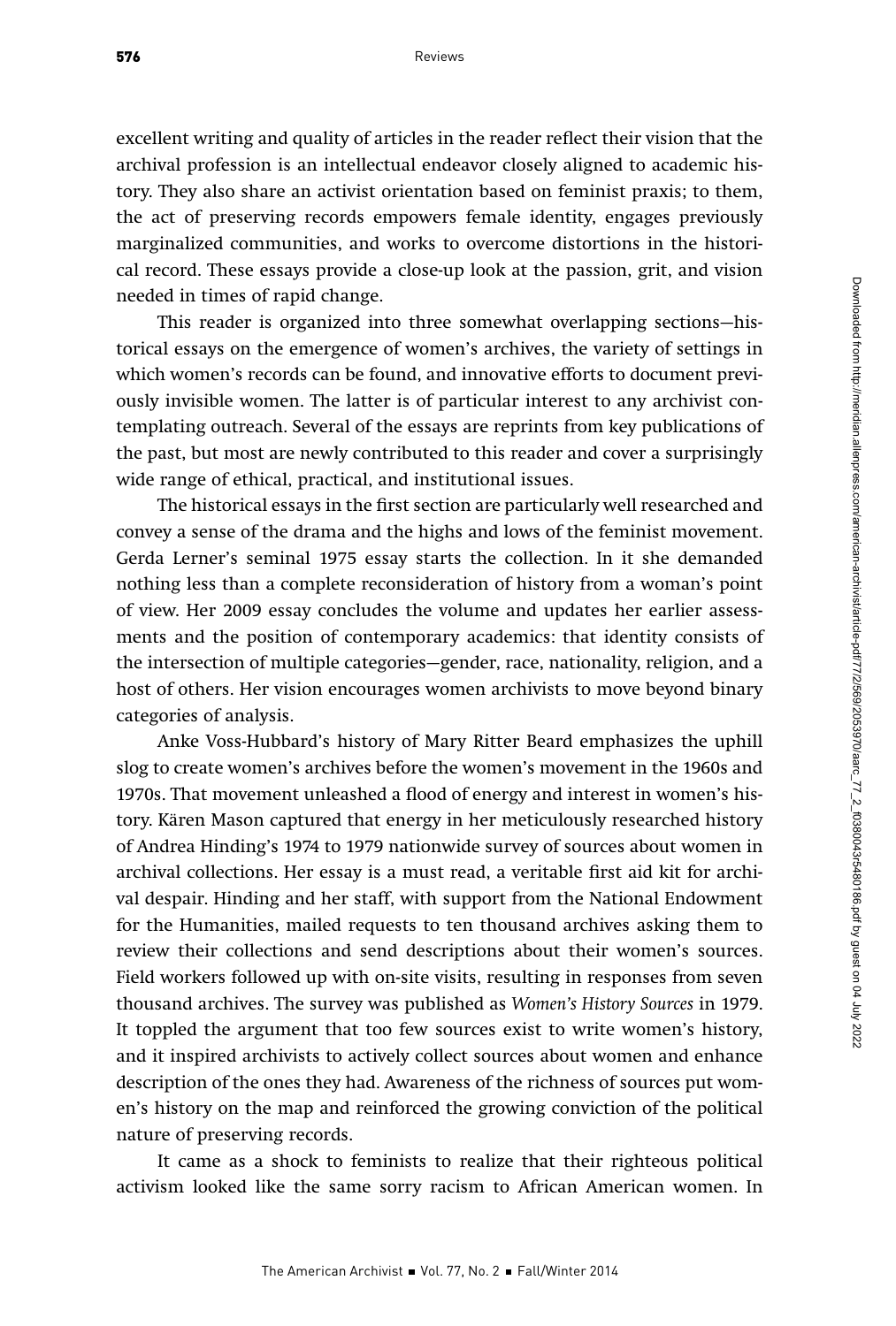excellent writing and quality of articles in the reader reflect their vision that the archival profession is an intellectual endeavor closely aligned to academic history. They also share an activist orientation based on feminist praxis; to them, the act of preserving records empowers female identity, engages previously marginalized communities, and works to overcome distortions in the historical record. These essays provide a close-up look at the passion, grit, and vision needed in times of rapid change.

This reader is organized into three somewhat overlapping sections—historical essays on the emergence of women's archives, the variety of settings in which women's records can be found, and innovative efforts to document previously invisible women. The latter is of particular interest to any archivist contemplating outreach. Several of the essays are reprints from key publications of the past, but most are newly contributed to this reader and cover a surprisingly wide range of ethical, practical, and institutional issues.

The historical essays in the first section are particularly well researched and convey a sense of the drama and the highs and lows of the feminist movement. Gerda Lerner's seminal 1975 essay starts the collection. In it she demanded nothing less than a complete reconsideration of history from a woman's point of view. Her 2009 essay concludes the volume and updates her earlier assessments and the position of contemporary academics: that identity consists of the intersection of multiple categories—gender, race, nationality, religion, and a host of others. Her vision encourages women archivists to move beyond binary categories of analysis.

Anke Voss-Hubbard's history of Mary Ritter Beard emphasizes the uphill slog to create women's archives before the women's movement in the 1960s and 1970s. That movement unleashed a flood of energy and interest in women's history. Kären Mason captured that energy in her meticulously researched history of Andrea Hinding's 1974 to 1979 nationwide survey of sources about women in archival collections. Her essay is a must read, a veritable first aid kit for archival despair. Hinding and her staff, with support from the National Endowment for the Humanities, mailed requests to ten thousand archives asking them to review their collections and send descriptions about their women's sources. Field workers followed up with on-site visits, resulting in responses from seven thousand archives. The survey was published as *Women's History Sources* in 1979. It toppled the argument that too few sources exist to write women's history, and it inspired archivists to actively collect sources about women and enhance description of the ones they had. Awareness of the richness of sources put women's history on the map and reinforced the growing conviction of the political nature of preserving records.

It came as a shock to feminists to realize that their righteous political activism looked like the same sorry racism to African American women. In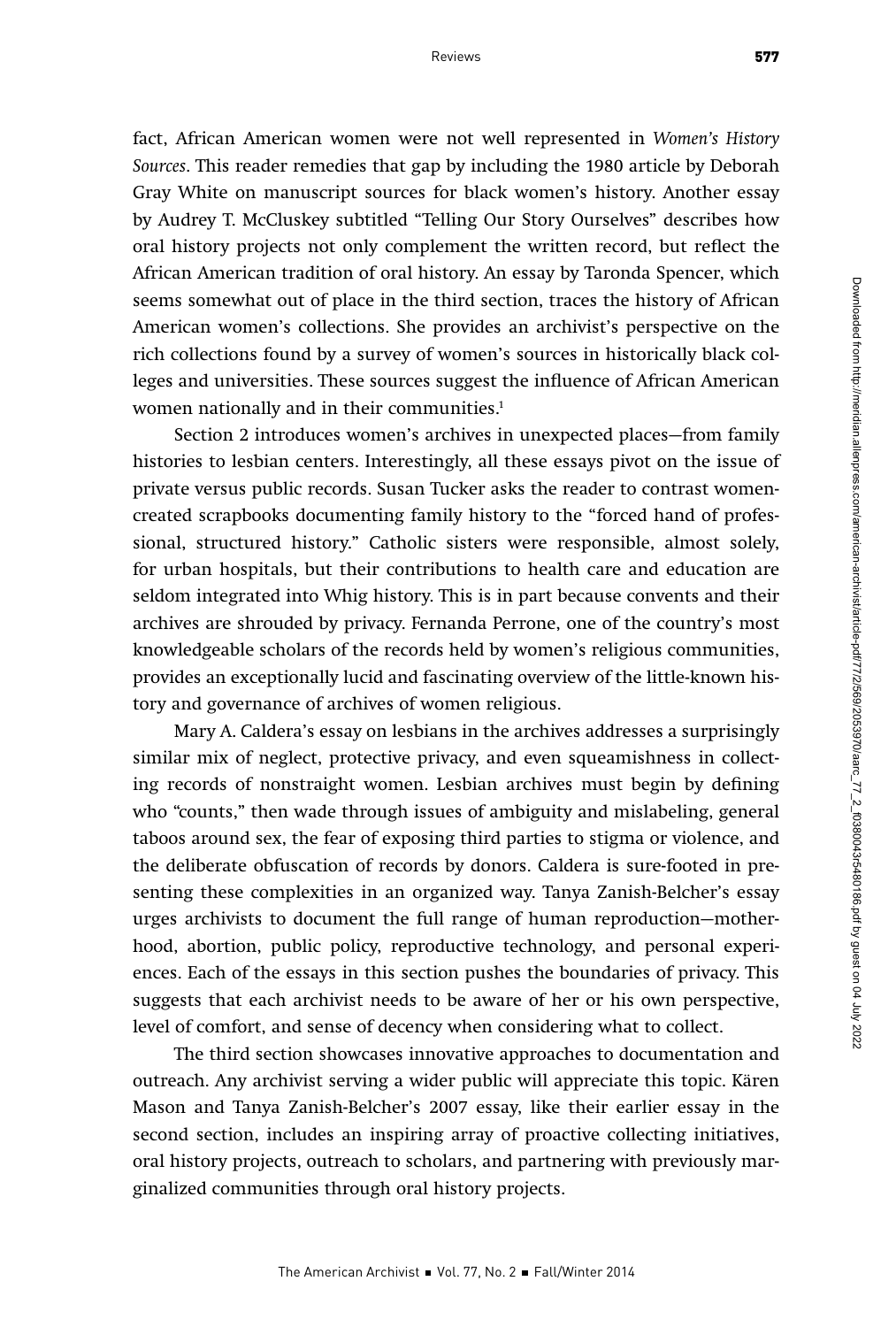fact, African American women were not well represented in *Women's History Sources*. This reader remedies that gap by including the 1980 article by Deborah Gray White on manuscript sources for black women's history. Another essay by Audrey T. McCluskey subtitled "Telling Our Story Ourselves" describes how oral history projects not only complement the written record, but reflect the African American tradition of oral history. An essay by Taronda Spencer, which seems somewhat out of place in the third section, traces the history of African American women's collections. She provides an archivist's perspective on the rich collections found by a survey of women's sources in historically black colleges and universities. These sources suggest the influence of African American women nationally and in their communities.[1]

Section 2 introduces women's archives in unexpected places—from family histories to lesbian centers. Interestingly, all these essays pivot on the issue of private versus public records. Susan Tucker asks the reader to contrast women-created scrapbooks documenting family history to the "forced hand of professional, structured history." Catholic sisters were responsible, almost solely, for urban hospitals, but their contributions to health care and education are seldom integrated into Whig history. This is in part because convents and their archives are shrouded by privacy. Fernanda Perrone, one of the country's most knowledgeable scholars of the records held by women's religious communities, provides an exceptionally lucid and fascinating overview of the little-known history and governance of archives of women religious.

Mary A. Caldera's essay on lesbians in the archives addresses a surprisingly similar mix of neglect, protective privacy, and even squeamishness in collecting records of nonstraight women. Lesbian archives must begin by defining who "counts," then wade through issues of ambiguity and mislabeling, general taboos around sex, the fear of exposing third parties to stigma or violence, and the deliberate obfuscation of records by donors. Caldera is sure-footed in presenting these complexities in an organized way. Tanya Zanish-Belcher's essay urges archivists to document the full range of human reproduction—motherhood, abortion, public policy, reproductive technology, and personal experiences. Each of the essays in this section pushes the boundaries of privacy. This suggests that each archivist needs to be aware of her or his own perspective, level of comfort, and sense of decency when considering what to collect.

The third section showcases innovative approaches to documentation and outreach. Any archivist serving a wider public will appreciate this topic. Kären Mason and Tanya Zanish-Belcher's 2007 essay, like their earlier essay in the second section, includes an inspiring array of proactive collecting initiatives, oral history projects, outreach to scholars, and partnering with previously marginalized communities through oral history projects.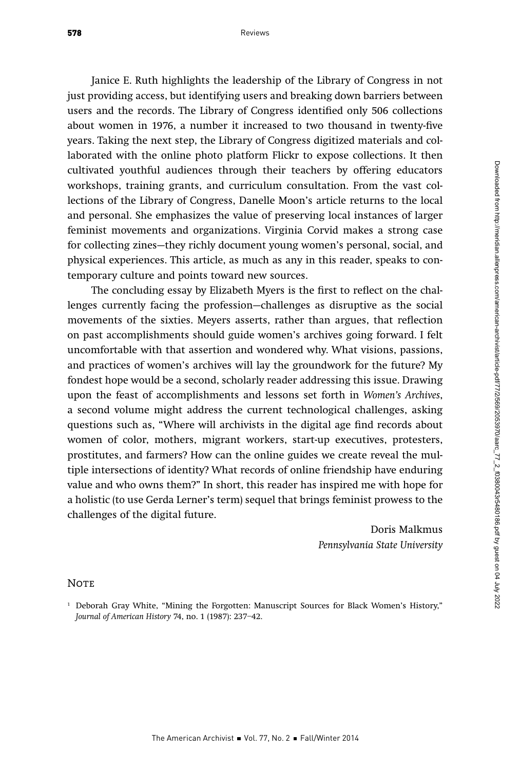Janice E. Ruth highlights the leadership of the Library of Congress in not just providing access, but identifying users and breaking down barriers between users and the records. The Library of Congress identified only 506 collections about women in 1976, a number it increased to two thousand in twenty-five years. Taking the next step, the Library of Congress digitized materials and collaborated with the online photo platform Flickr to expose collections. It then cultivated youthful audiences through their teachers by offering educators workshops, training grants, and curriculum consultation. From the vast collections of the Library of Congress, Danelle Moon's article returns to the local and personal. She emphasizes the value of preserving local instances of larger feminist movements and organizations. Virginia Corvid makes a strong case for collecting zines—they richly document young women's personal, social, and physical experiences. This article, as much as any in this reader, speaks to contemporary culture and points toward new sources.

The concluding essay by Elizabeth Myers is the first to reflect on the challenges currently facing the profession—challenges as disruptive as the social movements of the sixties. Meyers asserts, rather than argues, that reflection on past accomplishments should guide women's archives going forward. I felt uncomfortable with that assertion and wondered why. What visions, passions, and practices of women's archives will lay the groundwork for the future? My fondest hope would be a second, scholarly reader addressing this issue. Drawing upon the feast of accomplishments and lessons set forth in *Women's Archives*, a second volume might address the current technological challenges, asking questions such as, "Where will archivists in the digital age find records about women of color, mothers, migrant workers, start-up executives, protesters, prostitutes, and farmers? How can the online guides we create reveal the multiple intersections of identity? What records of online friendship have enduring value and who owns them?" In short, this reader has inspired me with hope for a holistic (to use Gerda Lerner's term) sequel that brings feminist prowess to the challenges of the digital future.

Doris Malkmus
*Pennsylvania State University*

## Note

[1] Deborah Gray White, "Mining the Forgotten: Manuscript Sources for Black Women's History," *Journal of American History* 74, no. 1 (1987): 237–42.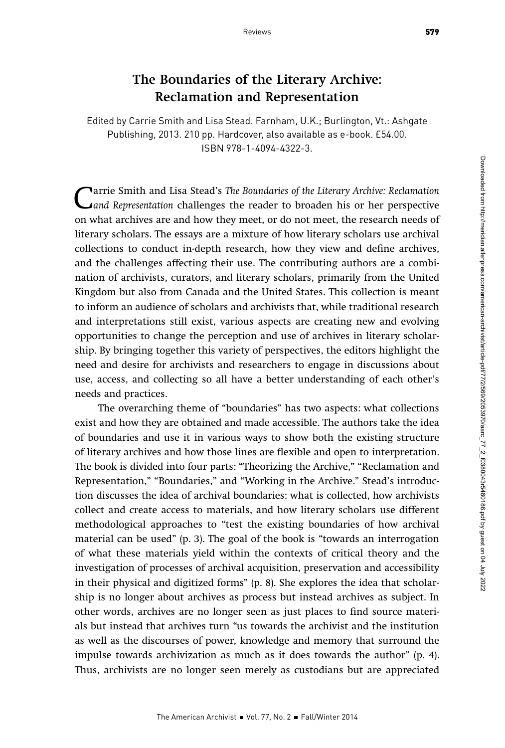## The Boundaries of the Literary Archive: Reclamation and Representation

Edited by Carrie Smith and Lisa Stead. Farnham, U.K.; Burlington, Vt.: Ashgate Publishing, 2013. 210 pp. Hardcover, also available as e-book. £54.00. ISBN 978-1-4094-4322-3.

Carrie Smith and Lisa Stead's *The Boundaries of the Literary Archive: Reclamation and Representation* challenges the reader to broaden his or her perspective on what archives are and how they meet, or do not meet, the research needs of literary scholars. The essays are a mixture of how literary scholars use archival collections to conduct in-depth research, how they view and define archives, and the challenges affecting their use. The contributing authors are a combination of archivists, curators, and literary scholars, primarily from the United Kingdom but also from Canada and the United States. This collection is meant to inform an audience of scholars and archivists that, while traditional research and interpretations still exist, various aspects are creating new and evolving opportunities to change the perception and use of archives in literary scholarship. By bringing together this variety of perspectives, the editors highlight the need and desire for archivists and researchers to engage in discussions about use, access, and collecting so all have a better understanding of each other's needs and practices.

The overarching theme of "boundaries" has two aspects: what collections exist and how they are obtained and made accessible. The authors take the idea of boundaries and use it in various ways to show both the existing structure of literary archives and how those lines are flexible and open to interpretation. The book is divided into four parts: "Theorizing the Archive," "Reclamation and Representation," "Boundaries," and "Working in the Archive." Stead's introduction discusses the idea of archival boundaries: what is collected, how archivists collect and create access to materials, and how literary scholars use different methodological approaches to "test the existing boundaries of how archival material can be used" (p. 3). The goal of the book is "towards an interrogation of what these materials yield within the contexts of critical theory and the investigation of processes of archival acquisition, preservation and accessibility in their physical and digitized forms" (p. 8). She explores the idea that scholarship is no longer about archives as process but instead archives as subject. In other words, archives are no longer seen as just places to find source materials but instead that archives turn "us towards the archivist and the institution as well as the discourses of power, knowledge and memory that surround the impulse towards archivization as much as it does towards the author" (p. 4). Thus, archivists are no longer seen merely as custodians but are appreciated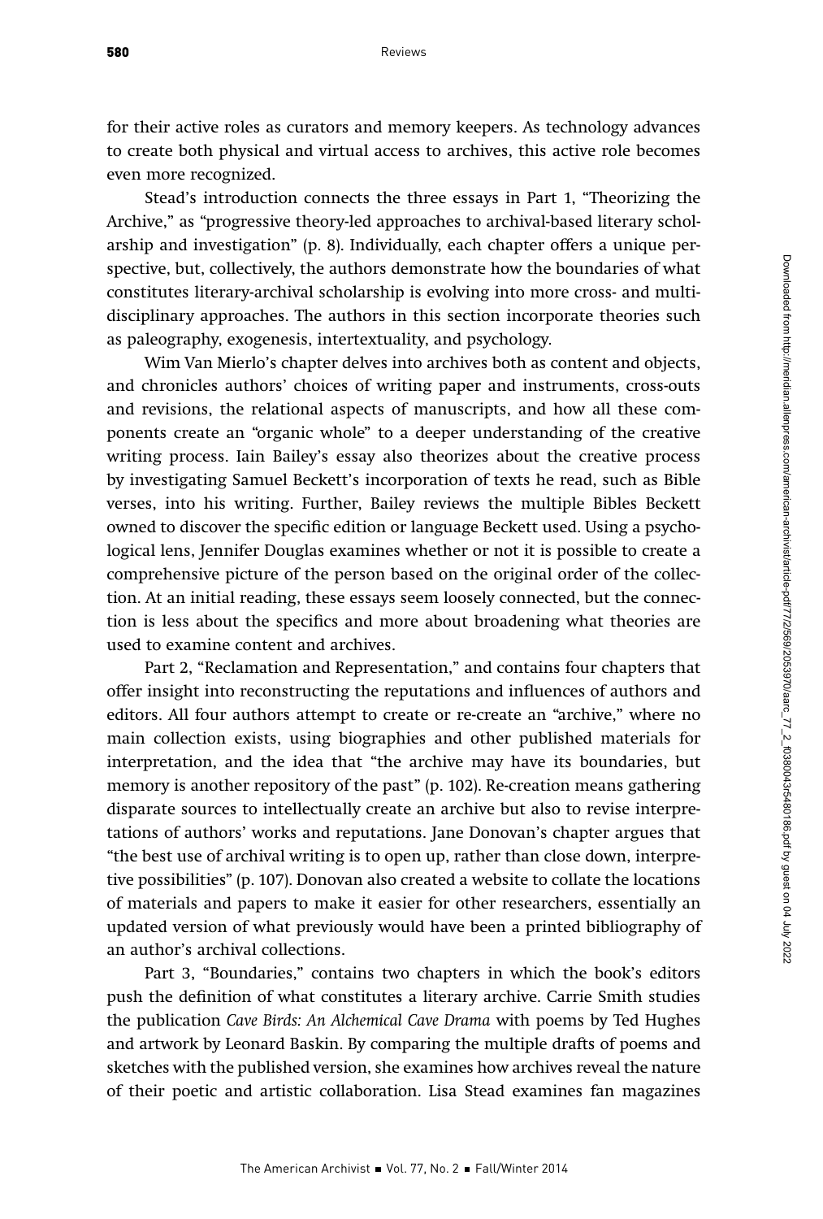for their active roles as curators and memory keepers. As technology advances to create both physical and virtual access to archives, this active role becomes even more recognized.

Stead's introduction connects the three essays in Part 1, "Theorizing the Archive," as "progressive theory-led approaches to archival-based literary scholarship and investigation" (p. 8). Individually, each chapter offers a unique perspective, but, collectively, the authors demonstrate how the boundaries of what constitutes literary-archival scholarship is evolving into more cross- and multidisciplinary approaches. The authors in this section incorporate theories such as paleography, exogenesis, intertextuality, and psychology.

Wim Van Mierlo's chapter delves into archives both as content and objects, and chronicles authors' choices of writing paper and instruments, cross-outs and revisions, the relational aspects of manuscripts, and how all these components create an "organic whole" to a deeper understanding of the creative writing process. Iain Bailey's essay also theorizes about the creative process by investigating Samuel Beckett's incorporation of texts he read, such as Bible verses, into his writing. Further, Bailey reviews the multiple Bibles Beckett owned to discover the specific edition or language Beckett used. Using a psychological lens, Jennifer Douglas examines whether or not it is possible to create a comprehensive picture of the person based on the original order of the collection. At an initial reading, these essays seem loosely connected, but the connection is less about the specifics and more about broadening what theories are used to examine content and archives.

Part 2, "Reclamation and Representation," and contains four chapters that offer insight into reconstructing the reputations and influences of authors and editors. All four authors attempt to create or re-create an "archive," where no main collection exists, using biographies and other published materials for interpretation, and the idea that "the archive may have its boundaries, but memory is another repository of the past" (p. 102). Re-creation means gathering disparate sources to intellectually create an archive but also to revise interpretations of authors' works and reputations. Jane Donovan's chapter argues that "the best use of archival writing is to open up, rather than close down, interpretive possibilities" (p. 107). Donovan also created a website to collate the locations of materials and papers to make it easier for other researchers, essentially an updated version of what previously would have been a printed bibliography of an author's archival collections.

Part 3, "Boundaries," contains two chapters in which the book's editors push the definition of what constitutes a literary archive. Carrie Smith studies the publication *Cave Birds: An Alchemical Cave Drama* with poems by Ted Hughes and artwork by Leonard Baskin. By comparing the multiple drafts of poems and sketches with the published version, she examines how archives reveal the nature of their poetic and artistic collaboration. Lisa Stead examines fan magazines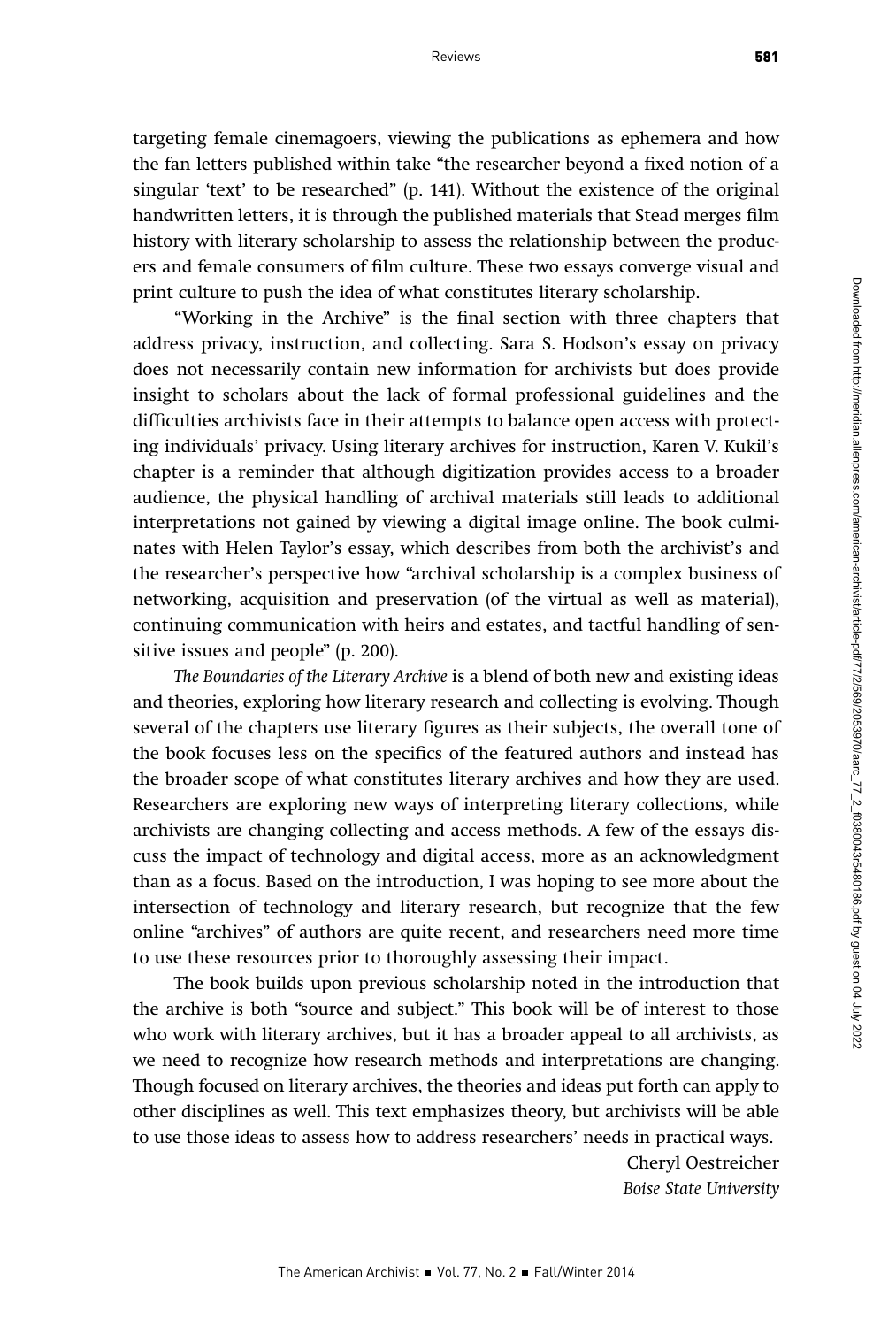targeting female cinemagoers, viewing the publications as ephemera and how the fan letters published within take "the researcher beyond a fixed notion of a singular 'text' to be researched" (p. 141). Without the existence of the original handwritten letters, it is through the published materials that Stead merges film history with literary scholarship to assess the relationship between the producers and female consumers of film culture. These two essays converge visual and print culture to push the idea of what constitutes literary scholarship.

"Working in the Archive" is the final section with three chapters that address privacy, instruction, and collecting. Sara S. Hodson's essay on privacy does not necessarily contain new information for archivists but does provide insight to scholars about the lack of formal professional guidelines and the difficulties archivists face in their attempts to balance open access with protecting individuals' privacy. Using literary archives for instruction, Karen V. Kukil's chapter is a reminder that although digitization provides access to a broader audience, the physical handling of archival materials still leads to additional interpretations not gained by viewing a digital image online. The book culminates with Helen Taylor's essay, which describes from both the archivist's and the researcher's perspective how "archival scholarship is a complex business of networking, acquisition and preservation (of the virtual as well as material), continuing communication with heirs and estates, and tactful handling of sensitive issues and people" (p. 200).

*The Boundaries of the Literary Archive* is a blend of both new and existing ideas and theories, exploring how literary research and collecting is evolving. Though several of the chapters use literary figures as their subjects, the overall tone of the book focuses less on the specifics of the featured authors and instead has the broader scope of what constitutes literary archives and how they are used. Researchers are exploring new ways of interpreting literary collections, while archivists are changing collecting and access methods. A few of the essays discuss the impact of technology and digital access, more as an acknowledgment than as a focus. Based on the introduction, I was hoping to see more about the intersection of technology and literary research, but recognize that the few online "archives" of authors are quite recent, and researchers need more time to use these resources prior to thoroughly assessing their impact.

The book builds upon previous scholarship noted in the introduction that the archive is both "source and subject." This book will be of interest to those who work with literary archives, but it has a broader appeal to all archivists, as we need to recognize how research methods and interpretations are changing. Though focused on literary archives, the theories and ideas put forth can apply to other disciplines as well. This text emphasizes theory, but archivists will be able to use those ideas to assess how to address researchers' needs in practical ways.

Cheryl Oestreicher
*Boise State University*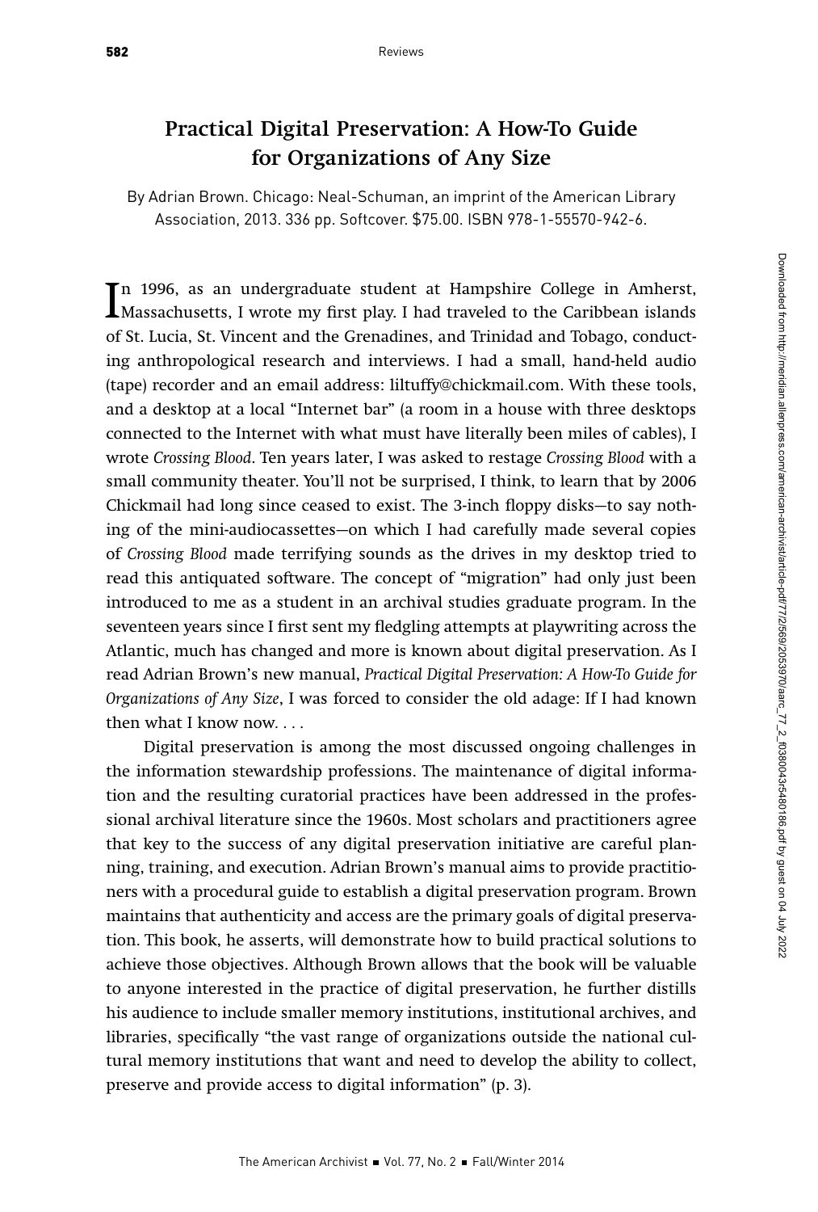## Practical Digital Preservation: A How-To Guide for Organizations of Any Size

By Adrian Brown. Chicago: Neal-Schuman, an imprint of the American Library Association, 2013. 336 pp. Softcover. $75.00. ISBN 978-1-55570-942-6.

In 1996, as an undergraduate student at Hampshire College in Amherst, Massachusetts, I wrote my first play. I had traveled to the Caribbean islands of St. Lucia, St. Vincent and the Grenadines, and Trinidad and Tobago, conducting anthropological research and interviews. I had a small, hand-held audio (tape) recorder and an email address: liltuffy@chickmail.com. With these tools, and a desktop at a local "Internet bar" (a room in a house with three desktops connected to the Internet with what must have literally been miles of cables), I wrote *Crossing Blood*. Ten years later, I was asked to restage *Crossing Blood* with a small community theater. You'll not be surprised, I think, to learn that by 2006 Chickmail had long since ceased to exist. The 3-inch floppy disks—to say nothing of the mini-audiocassettes—on which I had carefully made several copies of *Crossing Blood* made terrifying sounds as the drives in my desktop tried to read this antiquated software. The concept of "migration" had only just been introduced to me as a student in an archival studies graduate program. In the seventeen years since I first sent my fledgling attempts at playwriting across the Atlantic, much has changed and more is known about digital preservation. As I read Adrian Brown's new manual, *Practical Digital Preservation: A How-To Guide for Organizations of Any Size*, I was forced to consider the old adage: If I had known then what I know now. . . .

Digital preservation is among the most discussed ongoing challenges in the information stewardship professions. The maintenance of digital information and the resulting curatorial practices have been addressed in the professional archival literature since the 1960s. Most scholars and practitioners agree that key to the success of any digital preservation initiative are careful planning, training, and execution. Adrian Brown's manual aims to provide practitioners with a procedural guide to establish a digital preservation program. Brown maintains that authenticity and access are the primary goals of digital preservation. This book, he asserts, will demonstrate how to build practical solutions to achieve those objectives. Although Brown allows that the book will be valuable to anyone interested in the practice of digital preservation, he further distills his audience to include smaller memory institutions, institutional archives, and libraries, specifically "the vast range of organizations outside the national cultural memory institutions that want and need to develop the ability to collect, preserve and provide access to digital information" (p. 3).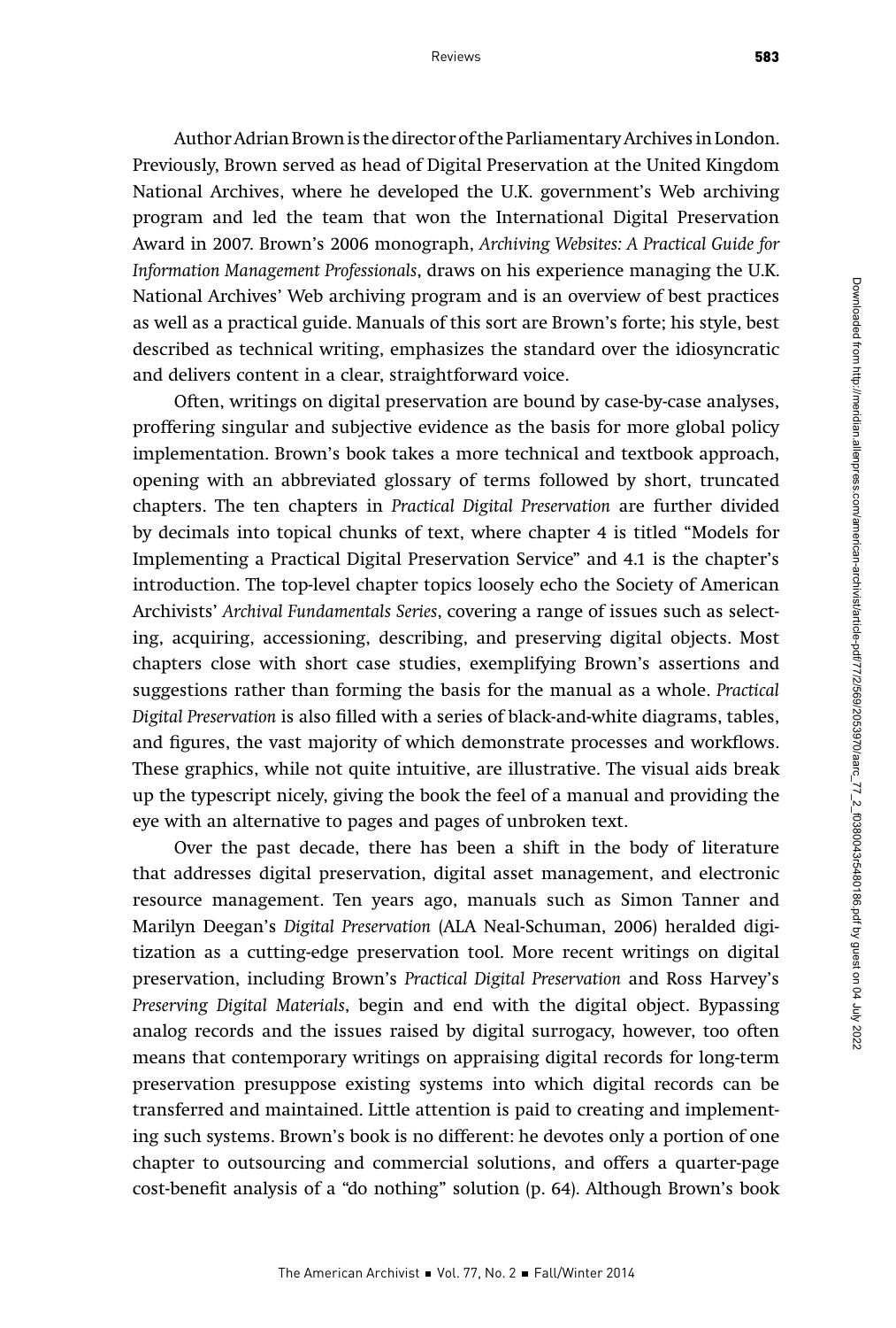Author Adrian Brown is the director of the Parliamentary Archives in London. Previously, Brown served as head of Digital Preservation at the United Kingdom National Archives, where he developed the U.K. government's Web archiving program and led the team that won the International Digital Preservation Award in 2007. Brown's 2006 monograph, *Archiving Websites: A Practical Guide for Information Management Professionals*, draws on his experience managing the U.K. National Archives' Web archiving program and is an overview of best practices as well as a practical guide. Manuals of this sort are Brown's forte; his style, best described as technical writing, emphasizes the standard over the idiosyncratic and delivers content in a clear, straightforward voice.

Often, writings on digital preservation are bound by case-by-case analyses, proffering singular and subjective evidence as the basis for more global policy implementation. Brown's book takes a more technical and textbook approach, opening with an abbreviated glossary of terms followed by short, truncated chapters. The ten chapters in *Practical Digital Preservation* are further divided by decimals into topical chunks of text, where chapter 4 is titled "Models for Implementing a Practical Digital Preservation Service" and 4.1 is the chapter's introduction. The top-level chapter topics loosely echo the Society of American Archivists' *Archival Fundamentals Series*, covering a range of issues such as selecting, acquiring, accessioning, describing, and preserving digital objects. Most chapters close with short case studies, exemplifying Brown's assertions and suggestions rather than forming the basis for the manual as a whole. *Practical Digital Preservation* is also filled with a series of black-and-white diagrams, tables, and figures, the vast majority of which demonstrate processes and workflows. These graphics, while not quite intuitive, are illustrative. The visual aids break up the typescript nicely, giving the book the feel of a manual and providing the eye with an alternative to pages and pages of unbroken text.

Over the past decade, there has been a shift in the body of literature that addresses digital preservation, digital asset management, and electronic resource management. Ten years ago, manuals such as Simon Tanner and Marilyn Deegan's *Digital Preservation* (ALA Neal-Schuman, 2006) heralded digitization as a cutting-edge preservation tool. More recent writings on digital preservation, including Brown's *Practical Digital Preservation* and Ross Harvey's *Preserving Digital Materials*, begin and end with the digital object. Bypassing analog records and the issues raised by digital surrogacy, however, too often means that contemporary writings on appraising digital records for long-term preservation presuppose existing systems into which digital records can be transferred and maintained. Little attention is paid to creating and implementing such systems. Brown's book is no different: he devotes only a portion of one chapter to outsourcing and commercial solutions, and offers a quarter-page cost-benefit analysis of a "do nothing" solution (p. 64). Although Brown's book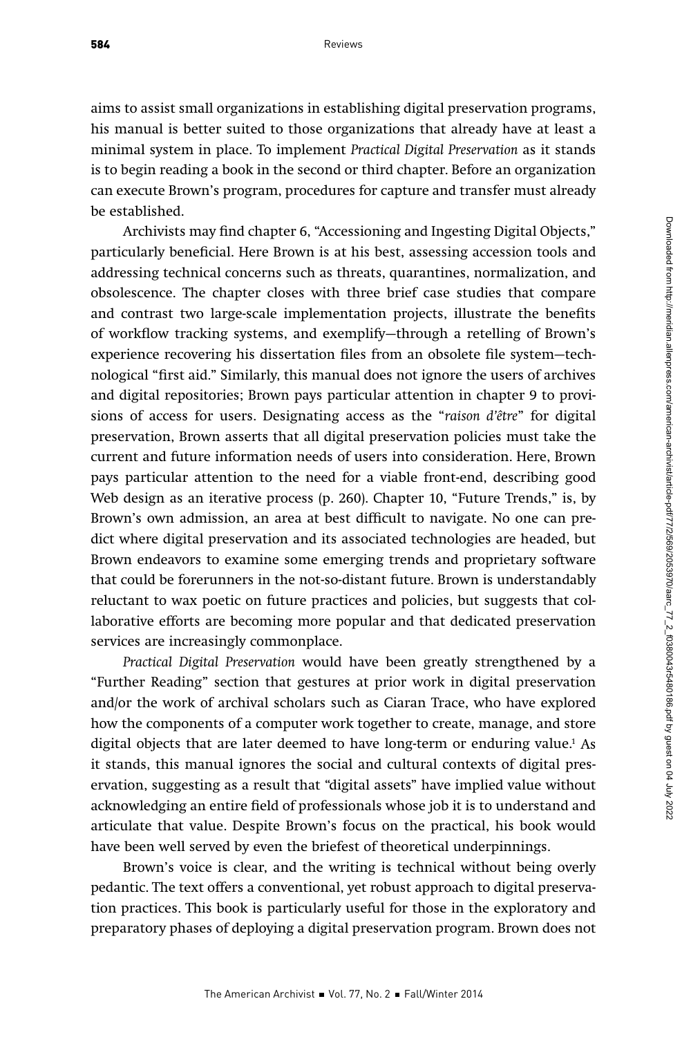aims to assist small organizations in establishing digital preservation programs, his manual is better suited to those organizations that already have at least a minimal system in place. To implement *Practical Digital Preservation* as it stands is to begin reading a book in the second or third chapter. Before an organization can execute Brown's program, procedures for capture and transfer must already be established.

Archivists may find chapter 6, "Accessioning and Ingesting Digital Objects," particularly beneficial. Here Brown is at his best, assessing accession tools and addressing technical concerns such as threats, quarantines, normalization, and obsolescence. The chapter closes with three brief case studies that compare and contrast two large-scale implementation projects, illustrate the benefits of workflow tracking systems, and exemplify—through a retelling of Brown's experience recovering his dissertation files from an obsolete file system—technological "first aid." Similarly, this manual does not ignore the users of archives and digital repositories; Brown pays particular attention in chapter 9 to provisions of access for users. Designating access as the "*raison d'être*" for digital preservation, Brown asserts that all digital preservation policies must take the current and future information needs of users into consideration. Here, Brown pays particular attention to the need for a viable front-end, describing good Web design as an iterative process (p. 260). Chapter 10, "Future Trends," is, by Brown's own admission, an area at best difficult to navigate. No one can predict where digital preservation and its associated technologies are headed, but Brown endeavors to examine some emerging trends and proprietary software that could be forerunners in the not-so-distant future. Brown is understandably reluctant to wax poetic on future practices and policies, but suggests that collaborative efforts are becoming more popular and that dedicated preservation services are increasingly commonplace.

*Practical Digital Preservation* would have been greatly strengthened by a "Further Reading" section that gestures at prior work in digital preservation and/or the work of archival scholars such as Ciaran Trace, who have explored how the components of a computer work together to create, manage, and store digital objects that are later deemed to have long-term or enduring value.[1] As it stands, this manual ignores the social and cultural contexts of digital preservation, suggesting as a result that "digital assets" have implied value without acknowledging an entire field of professionals whose job it is to understand and articulate that value. Despite Brown's focus on the practical, his book would have been well served by even the briefest of theoretical underpinnings.

Brown's voice is clear, and the writing is technical without being overly pedantic. The text offers a conventional, yet robust approach to digital preservation practices. This book is particularly useful for those in the exploratory and preparatory phases of deploying a digital preservation program. Brown does not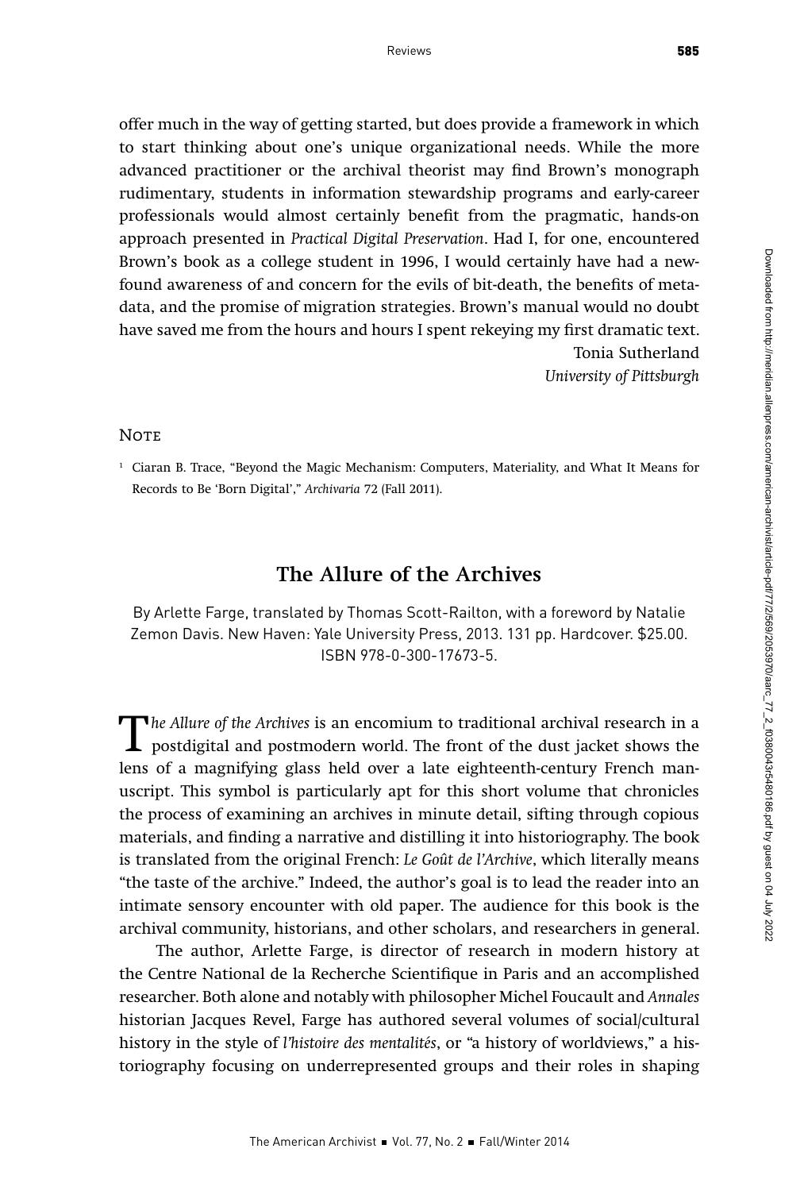offer much in the way of getting started, but does provide a framework in which to start thinking about one's unique organizational needs. While the more advanced practitioner or the archival theorist may find Brown's monograph rudimentary, students in information stewardship programs and early-career professionals would almost certainly benefit from the pragmatic, hands-on approach presented in *Practical Digital Preservation*. Had I, for one, encountered Brown's book as a college student in 1996, I would certainly have had a newfound awareness of and concern for the evils of bit-death, the benefits of metadata, and the promise of migration strategies. Brown's manual would no doubt have saved me from the hours and hours I spent rekeying my first dramatic text.

Tonia Sutherland
*University of Pittsburgh*

### Note

[1] Ciaran B. Trace, "Beyond the Magic Mechanism: Computers, Materiality, and What It Means for Records to Be 'Born Digital'," *Archivaria* 72 (Fall 2011).

## The Allure of the Archives

By Arlette Farge, translated by Thomas Scott-Railton, with a foreword by Natalie Zemon Davis. New Haven: Yale University Press, 2013. 131 pp. Hardcover. $25.00. ISBN 978-0-300-17673-5.

*The Allure of the Archives* is an encomium to traditional archival research in a postdigital and postmodern world. The front of the dust jacket shows the lens of a magnifying glass held over a late eighteenth-century French manuscript. This symbol is particularly apt for this short volume that chronicles the process of examining an archives in minute detail, sifting through copious materials, and finding a narrative and distilling it into historiography. The book is translated from the original French: *Le Goût de l'Archive*, which literally means "the taste of the archive." Indeed, the author's goal is to lead the reader into an intimate sensory encounter with old paper. The audience for this book is the archival community, historians, and other scholars, and researchers in general.

The author, Arlette Farge, is director of research in modern history at the Centre National de la Recherche Scientifique in Paris and an accomplished researcher. Both alone and notably with philosopher Michel Foucault and *Annales* historian Jacques Revel, Farge has authored several volumes of social/cultural history in the style of *l'histoire des mentalités*, or "a history of worldviews," a historiography focusing on underrepresented groups and their roles in shaping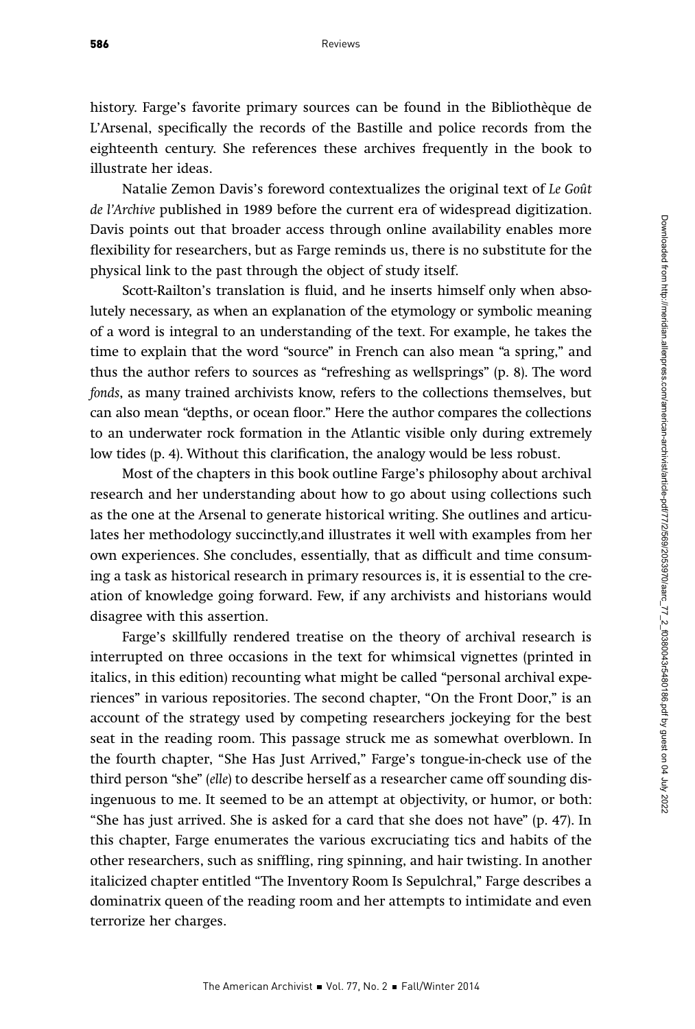history. Farge's favorite primary sources can be found in the Bibliothèque de L'Arsenal, specifically the records of the Bastille and police records from the eighteenth century. She references these archives frequently in the book to illustrate her ideas.

Natalie Zemon Davis's foreword contextualizes the original text of *Le Goût de l'Archive* published in 1989 before the current era of widespread digitization. Davis points out that broader access through online availability enables more flexibility for researchers, but as Farge reminds us, there is no substitute for the physical link to the past through the object of study itself.

Scott-Railton's translation is fluid, and he inserts himself only when absolutely necessary, as when an explanation of the etymology or symbolic meaning of a word is integral to an understanding of the text. For example, he takes the time to explain that the word "source" in French can also mean "a spring," and thus the author refers to sources as "refreshing as wellsprings" (p. 8). The word *fonds*, as many trained archivists know, refers to the collections themselves, but can also mean "depths, or ocean floor." Here the author compares the collections to an underwater rock formation in the Atlantic visible only during extremely low tides (p. 4). Without this clarification, the analogy would be less robust.

Most of the chapters in this book outline Farge's philosophy about archival research and her understanding about how to go about using collections such as the one at the Arsenal to generate historical writing. She outlines and articulates her methodology succinctly,and illustrates it well with examples from her own experiences. She concludes, essentially, that as difficult and time consuming a task as historical research in primary resources is, it is essential to the creation of knowledge going forward. Few, if any archivists and historians would disagree with this assertion.

Farge's skillfully rendered treatise on the theory of archival research is interrupted on three occasions in the text for whimsical vignettes (printed in italics, in this edition) recounting what might be called "personal archival experiences" in various repositories. The second chapter, "On the Front Door," is an account of the strategy used by competing researchers jockeying for the best seat in the reading room. This passage struck me as somewhat overblown. In the fourth chapter, "She Has Just Arrived," Farge's tongue-in-check use of the third person "she" (*elle*) to describe herself as a researcher came off sounding disingenuous to me. It seemed to be an attempt at objectivity, or humor, or both: "She has just arrived. She is asked for a card that she does not have" (p. 47). In this chapter, Farge enumerates the various excruciating tics and habits of the other researchers, such as sniffling, ring spinning, and hair twisting. In another italicized chapter entitled "The Inventory Room Is Sepulchral," Farge describes a dominatrix queen of the reading room and her attempts to intimidate and even terrorize her charges.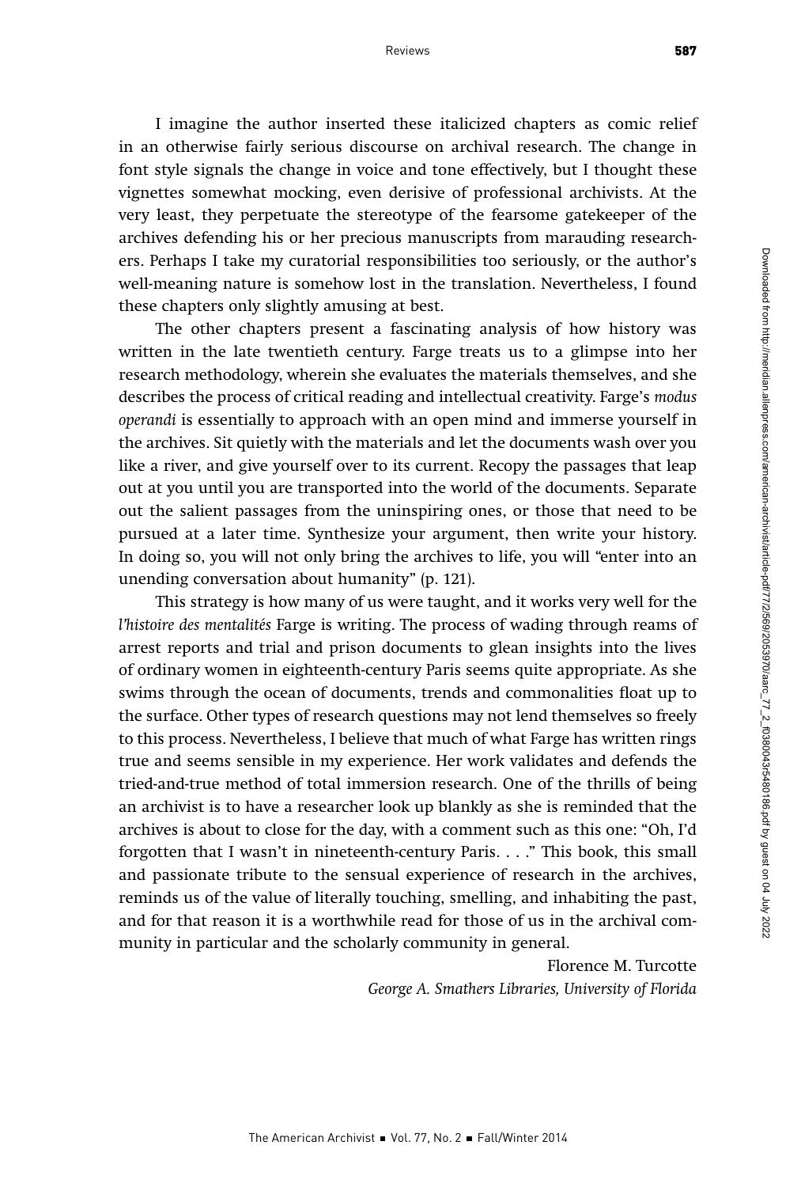I imagine the author inserted these italicized chapters as comic relief in an otherwise fairly serious discourse on archival research. The change in font style signals the change in voice and tone effectively, but I thought these vignettes somewhat mocking, even derisive of professional archivists. At the very least, they perpetuate the stereotype of the fearsome gatekeeper of the archives defending his or her precious manuscripts from marauding researchers. Perhaps I take my curatorial responsibilities too seriously, or the author's well-meaning nature is somehow lost in the translation. Nevertheless, I found these chapters only slightly amusing at best.

The other chapters present a fascinating analysis of how history was written in the late twentieth century. Farge treats us to a glimpse into her research methodology, wherein she evaluates the materials themselves, and she describes the process of critical reading and intellectual creativity. Farge's *modus operandi* is essentially to approach with an open mind and immerse yourself in the archives. Sit quietly with the materials and let the documents wash over you like a river, and give yourself over to its current. Recopy the passages that leap out at you until you are transported into the world of the documents. Separate out the salient passages from the uninspiring ones, or those that need to be pursued at a later time. Synthesize your argument, then write your history. In doing so, you will not only bring the archives to life, you will "enter into an unending conversation about humanity" (p. 121).

This strategy is how many of us were taught, and it works very well for the *l'histoire des mentalités* Farge is writing. The process of wading through reams of arrest reports and trial and prison documents to glean insights into the lives of ordinary women in eighteenth-century Paris seems quite appropriate. As she swims through the ocean of documents, trends and commonalities float up to the surface. Other types of research questions may not lend themselves so freely to this process. Nevertheless, I believe that much of what Farge has written rings true and seems sensible in my experience. Her work validates and defends the tried-and-true method of total immersion research. One of the thrills of being an archivist is to have a researcher look up blankly as she is reminded that the archives is about to close for the day, with a comment such as this one: "Oh, I'd forgotten that I wasn't in nineteenth-century Paris. . . ." This book, this small and passionate tribute to the sensual experience of research in the archives, reminds us of the value of literally touching, smelling, and inhabiting the past, and for that reason it is a worthwhile read for those of us in the archival community in particular and the scholarly community in general.

Florence M. Turcotte
*George A. Smathers Libraries, University of Florida*